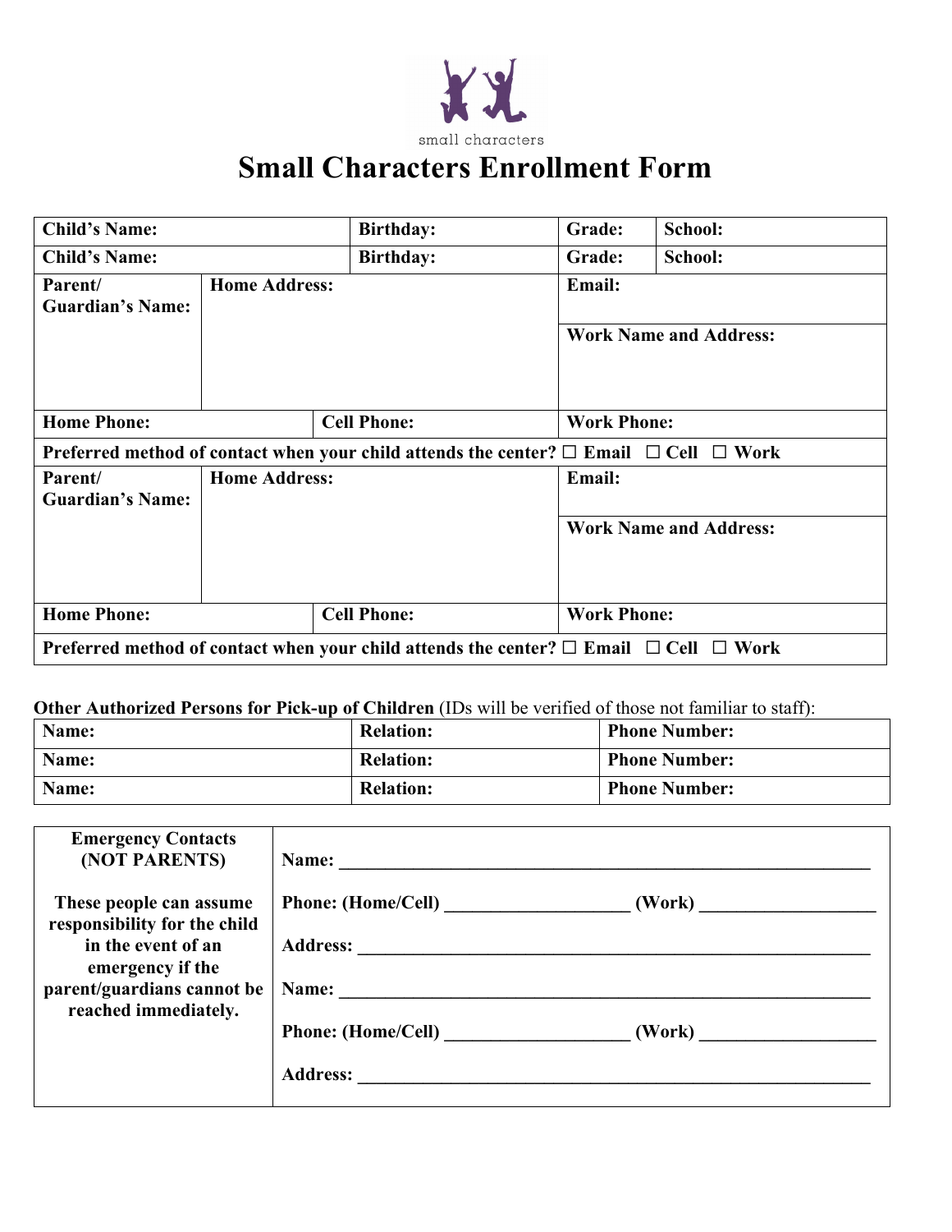small characters

# Small Characters Enrollment Form

| **Child's Name:** | | **Birthday:** | **Grade:** | **School:** |
|---|---|---|---|---|
| **Child's Name:** | | **Birthday:** | **Grade:** | **School:** |
| **Parent/ Guardian's Name:** | **Home Address:** | | **Email:** <br> **Work Name and Address:** | |
| **Home Phone:** | | **Cell Phone:** | **Work Phone:** | |
| **Preferred method of contact when your child attends the center?** ☐ **Email** ☐ **Cell** ☐ **Work** | | | | |
| **Parent/ Guardian's Name:** | **Home Address:** | | **Email:** <br> **Work Name and Address:** | |
| **Home Phone:** | | **Cell Phone:** | **Work Phone:** | |
| **Preferred method of contact when your child attends the center?** ☐ **Email** ☐ **Cell** ☐ **Work** | | | | |

**Other Authorized Persons for Pick-up of Children** (IDs will be verified of those not familiar to staff):

| **Name:** | **Relation:** | **Phone Number:** |
|---|---|---|
| **Name:** | **Relation:** | **Phone Number:** |
| **Name:** | **Relation:** | **Phone Number:** |

| **Emergency Contacts (NOT PARENTS)** <br><br> **These people can assume responsibility for the child in the event of an emergency if the parent/guardians cannot be reached immediately.** | **Name:** ____________________ <br><br> **Phone: (Home/Cell)** ____________ **(Work)** ____________ <br><br> **Address:** ____________________ <br><br> **Name:** ____________________ <br><br> **Phone: (Home/Cell)** ____________ **(Work)** ____________ <br><br> **Address:** ____________________ |
|---|---|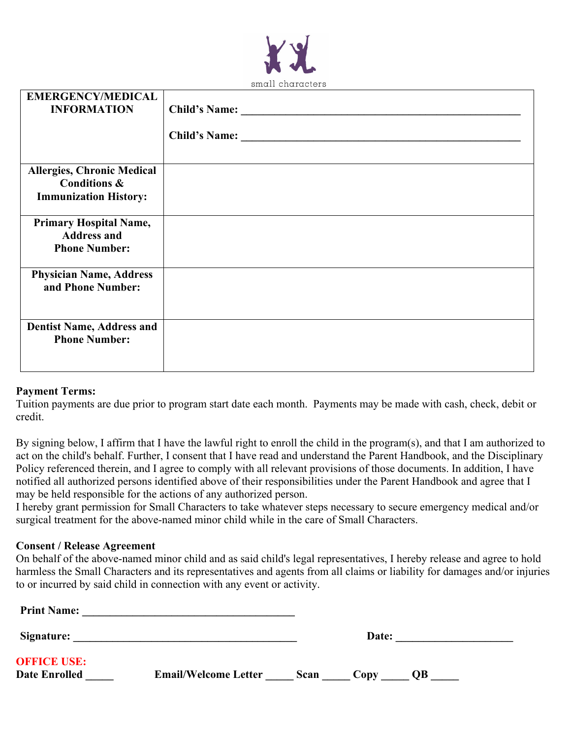small characters

| EMERGENCY/MEDICAL INFORMATION | Child's Name: ____________________________________________________<br><br>Child's Name: ____________________________________________________ |
|---|---|
| Allergies, Chronic Medical Conditions & Immunization History: | |
| Primary Hospital Name, Address and Phone Number: | |
| Physician Name, Address and Phone Number: | |
| Dentist Name, Address and Phone Number: | |

**Payment Terms:**
Tuition payments are due prior to program start date each month. Payments may be made with cash, check, debit or credit.

By signing below, I affirm that I have the lawful right to enroll the child in the program(s), and that I am authorized to act on the child's behalf. Further, I consent that I have read and understand the Parent Handbook, and the Disciplinary Policy referenced therein, and I agree to comply with all relevant provisions of those documents. In addition, I have notified all authorized persons identified above of their responsibilities under the Parent Handbook and agree that I may be held responsible for the actions of any authorized person.
I hereby grant permission for Small Characters to take whatever steps necessary to secure emergency medical and/or surgical treatment for the above-named minor child while in the care of Small Characters.

**Consent / Release Agreement**
On behalf of the above-named minor child and as said child's legal representatives, I hereby release and agree to hold harmless the Small Characters and its representatives and agents from all claims or liability for damages and/or injuries to or incurred by said child in connection with any event or activity.

**Print Name:** ______________________________________

**Signature:** ________________________________________ **Date:** _____________________

**OFFICE USE:**
**Date Enrolled** _____ **Email/Welcome Letter** _____ **Scan** _____ **Copy** _____ **QB** _____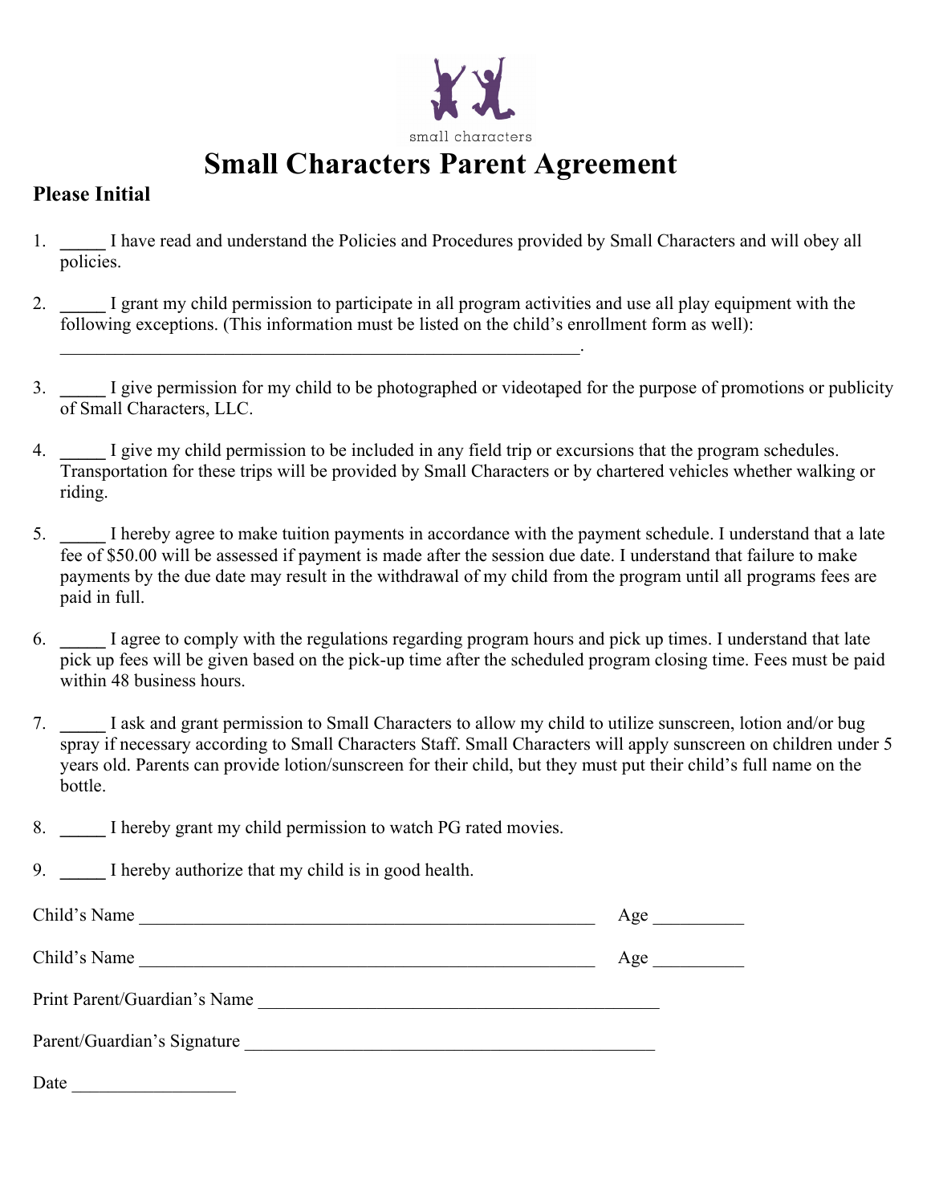small characters

# Small Characters Parent Agreement

**Please Initial**

1. _____ I have read and understand the Policies and Procedures provided by Small Characters and will obey all policies.

2. _____ I grant my child permission to participate in all program activities and use all play equipment with the following exceptions. (This information must be listed on the child's enrollment form as well): ____________________________________________________________.

3. _____ I give permission for my child to be photographed or videotaped for the purpose of promotions or publicity of Small Characters, LLC.

4. _____ I give my child permission to be included in any field trip or excursions that the program schedules. Transportation for these trips will be provided by Small Characters or by chartered vehicles whether walking or riding.

5. _____ I hereby agree to make tuition payments in accordance with the payment schedule. I understand that a late fee of $50.00 will be assessed if payment is made after the session due date. I understand that failure to make payments by the due date may result in the withdrawal of my child from the program until all programs fees are paid in full.

6. _____ I agree to comply with the regulations regarding program hours and pick up times. I understand that late pick up fees will be given based on the pick-up time after the scheduled program closing time. Fees must be paid within 48 business hours.

7. _____ I ask and grant permission to Small Characters to allow my child to utilize sunscreen, lotion and/or bug spray if necessary according to Small Characters Staff. Small Characters will apply sunscreen on children under 5 years old. Parents can provide lotion/sunscreen for their child, but they must put their child's full name on the bottle.

8. _____ I hereby grant my child permission to watch PG rated movies.

9. _____ I hereby authorize that my child is in good health.

Child's Name ____________________________________________________ Age __________

Child's Name ____________________________________________________ Age __________

Print Parent/Guardian's Name ____________________________________________

Parent/Guardian's Signature _____________________________________________

Date __________________